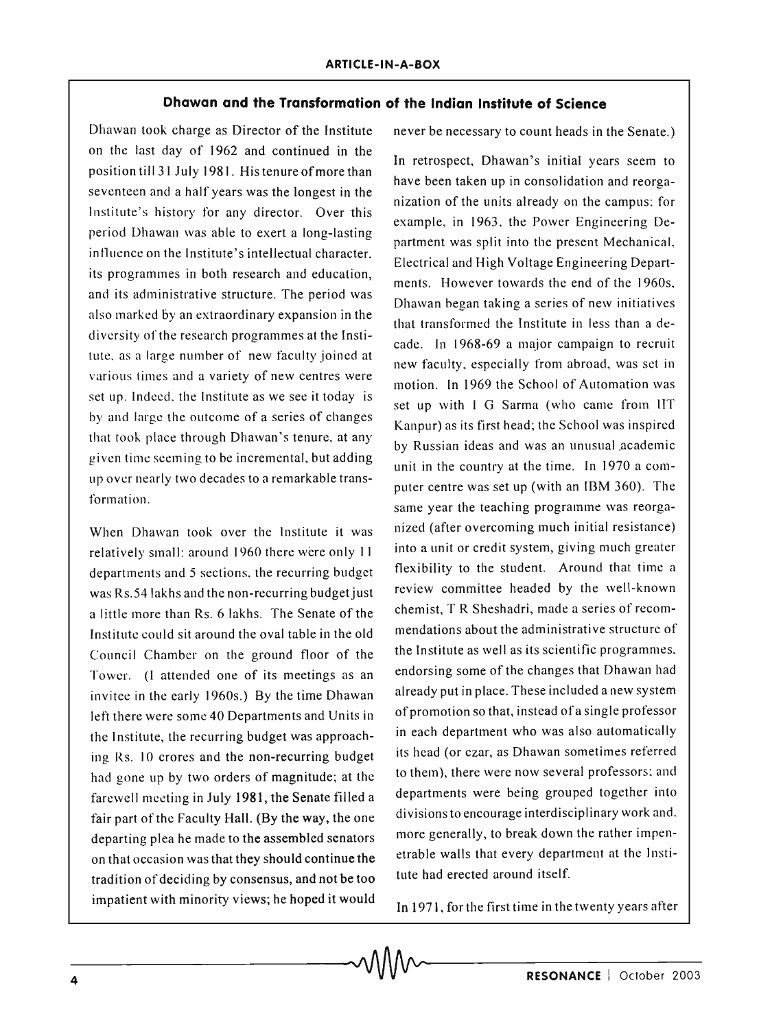## Dhawan and the Transformation of the Indian Institute of Science

Dhawan took charge as Director of the Institute on the last day of 1962 and continued in the position till 31 July 1981. His tenure of more than seventeen and a half years was the longest in the Institute's history for any director. Over this period Dhawan was able to exert a long-lasting influence on the Institute's intellectual character, its programmes in both research and education, and its administrative structure. The period was also marked by an extraordinary expansion in the diversity of the research programmes at the Institute, as a large number of new faculty joined at various times and a variety of new centres were set up. Indeed, the Institute as we see it today is by and large the outcome of a series of changes that took place through Dhawan's tenure, at any given time seeming to be incremental, but adding up over nearly two decades to a remarkable transformation.

When Dhawan took over the Institute it was relatively small: around 1960 there were only 11 departments and 5 sections, the recurring budget was Rs.54 lakhs and the non-recurring budget just a little more than Rs. 6 lakhs. The Senate of the Institute could sit around the oval table in the old Council Chamber on the ground floor of the Tower. (I attended one of its meetings as an invitee in the early 1960s.) By the time Dhawan left there were some 40 Departments and Units in the Institute, the recurring budget was approaching Rs. 10 crores and the non-recurring budget had gone up by two orders of magnitude; at the farewell meeting in July 1981, the Senate filled a fair part of the Faculty Hall. (By the way, the one departing plea he made to the assembled senators on that occasion was that they should continue the tradition of deciding by consensus, and not be too impatient with minority views; he hoped it would never be necessary to count heads in the Senate.)

In retrospect, Dhawan's initial years seem to have been taken up in consolidation and reorganization of the units already on the campus; for example, in 1963, the Power Engineering Department was split into the present Mechanical, Electrical and High Voltage Engineering Departments. However towards the end of the 1960s, Dhawan began taking a series of new initiatives that transformed the Institute in less than a decade. In 1968-69 a major campaign to recruit new faculty, especially from abroad, was set in motion. In 1969 the School of Automation was set up with I G Sarma (who came from IIT Kanpur) as its first head; the School was inspired by Russian ideas and was an unusual academic unit in the country at the time. In 1970 a computer centre was set up (with an IBM 360). The same year the teaching programme was reorganized (after overcoming much initial resistance) into a unit or credit system, giving much greater flexibility to the student. Around that time a review committee headed by the well-known chemist, T R Sheshadri, made a series of recommendations about the administrative structure of the Institute as well as its scientific programmes, endorsing some of the changes that Dhawan had already put in place. These included a new system of promotion so that, instead of a single professor in each department who was also automatically its head (or czar, as Dhawan sometimes referred to them), there were now several professors; and departments were being grouped together into divisions to encourage interdisciplinary work and, more generally, to break down the rather impenetrable walls that every department at the Institute had erected around itself.

In 1971, for the first time in the twenty years after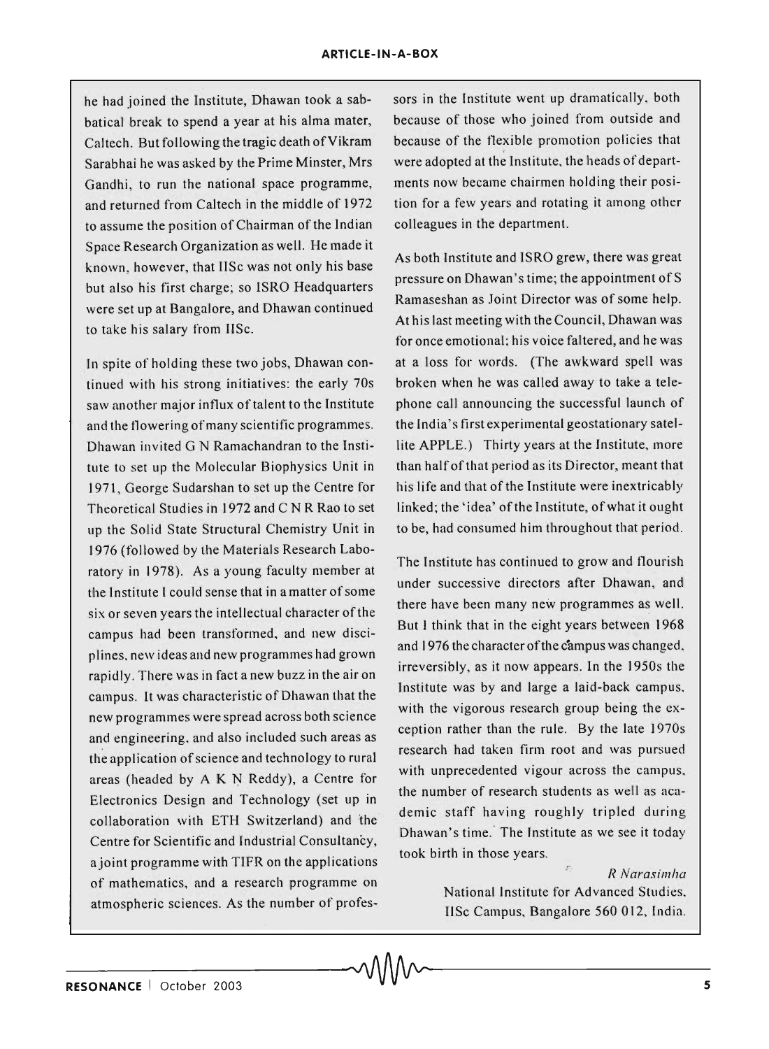he had joined the Institute, Dhawan took a sabbatical break to spend a year at his alma mater, Caltech. But following the tragic death of Vikram Sarabhai he was asked by the Prime Minster, Mrs Gandhi, to run the national space programme, and returned from Caltech in the middle of 1972 to assume the position of Chairman of the Indian Space Research Organization as well. He made it known, however, that IISc was not only his base but also his first charge; so ISRO Headquarters were set up at Bangalore, and Dhawan continued to take his salary from IISc.

In spite of holding these two jobs, Dhawan continued with his strong initiatives: the early 70s saw another major influx of talent to the Institute and the flowering of many scientific programmes. Dhawan invited G N Ramachandran to the Institute to set up the Molecular Biophysics Unit in 1971, George Sudarshan to set up the Centre for Theoretical Studies in 1972 and C N R Rao to set up the Solid State Structural Chemistry Unit in 1976 (followed by the Materials Research Laboratory in 1978). As a young faculty member at the Institute I could sense that in a matter of some six or seven years the intellectual character of the campus had been transformed, and new disciplines, new ideas and new programmes had grown rapidly. There was in fact a new buzz in the air on campus. It was characteristic of Dhawan that the new programmes were spread across both science and engineering, and also included such areas as the application of science and technology to rural areas (headed by A K N Reddy), a Centre for Electronics Design and Technology (set up in collaboration with ETH Switzerland) and the Centre for Scientific and Industrial Consultancy, a joint programme with TIFR on the applications of mathematics, and a research programme on atmospheric sciences. As the number of professors in the Institute went up dramatically, both because of those who joined from outside and because of the flexible promotion policies that were adopted at the Institute, the heads of departments now became chairmen holding their position for a few years and rotating it among other colleagues in the department.

As both Institute and ISRO grew, there was great pressure on Dhawan's time; the appointment of S Ramaseshan as Joint Director was of some help. At his last meeting with the Council, Dhawan was for once emotional; his voice faltered, and he was at a loss for words. (The awkward spell was broken when he was called away to take a telephone call announcing the successful launch of the India's first experimental geostationary satellite APPLE.) Thirty years at the Institute, more than half of that period as its Director, meant that his life and that of the Institute were inextricably linked; the 'idea' of the Institute, of what it ought to be, had consumed him throughout that period.

The Institute has continued to grow and flourish under successive directors after Dhawan, and there have been many new programmes as well. But I think that in the eight years between 1968 and 1976 the character of the campus was changed, irreversibly, as it now appears. In the 1950s the Institute was by and large a laid-back campus, with the vigorous research group being the exception rather than the rule. By the late 1970s research had taken firm root and was pursued with unprecedented vigour across the campus, the number of research students as well as academic staff having roughly tripled during Dhawan's time. The Institute as we see it today took birth in those years.

*R Narasimha*
National Institute for Advanced Studies,
IISc Campus, Bangalore 560 012, India.